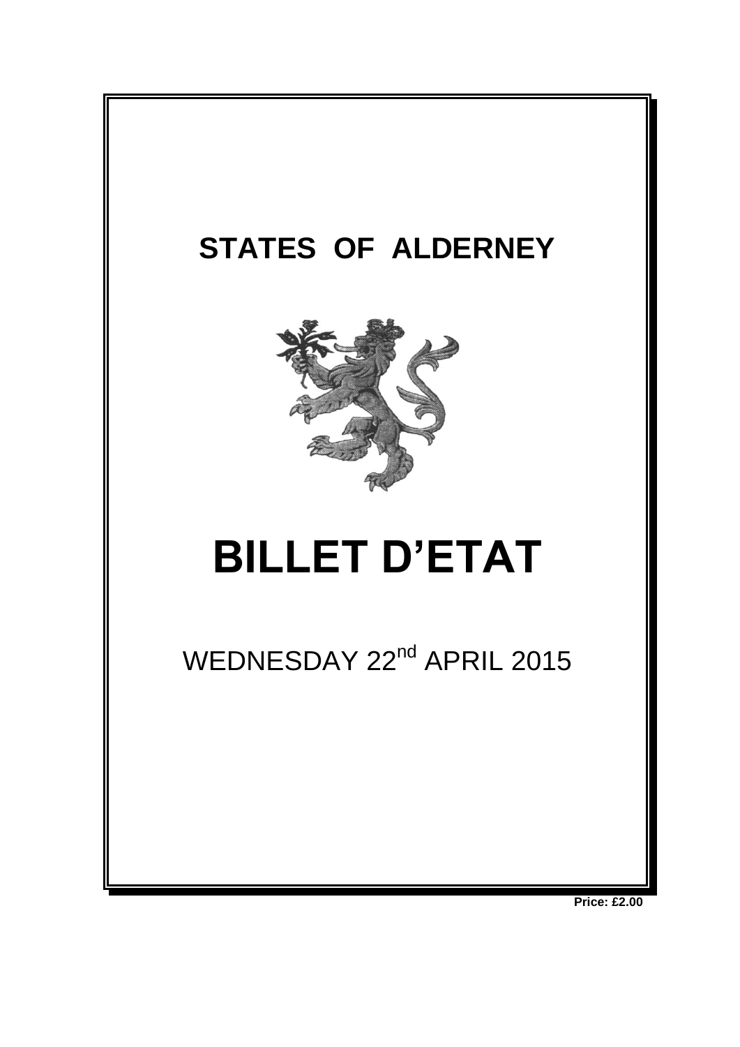# STATES OF ALDERNEY

# BILLET D'ETAT

WEDNESDAY 22nd APRIL 2015

**Price: £2.00**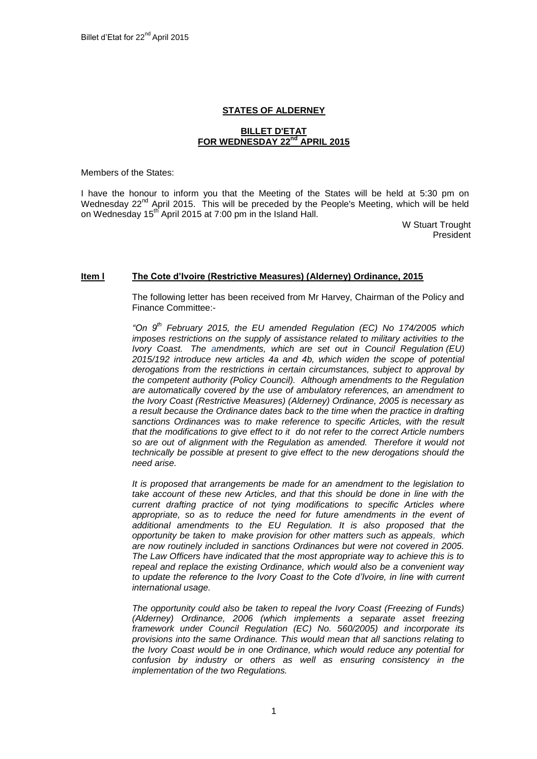**STATES OF ALDERNEY**

**BILLET D'ETAT**
**FOR WEDNESDAY 22nd APRIL 2015**

Members of the States:

I have the honour to inform you that the Meeting of the States will be held at 5:30 pm on Wednesday 22nd April 2015. This will be preceded by the People's Meeting, which will be held on Wednesday 15th April 2015 at 7:00 pm in the Island Hall.

W Stuart Trought
President

**Item l The Cote d'Ivoire (Restrictive Measures) (Alderney) Ordinance, 2015**

The following letter has been received from Mr Harvey, Chairman of the Policy and Finance Committee:-

*"On 9th February 2015, the EU amended Regulation (EC) No 174/2005 which imposes restrictions on the supply of assistance related to military activities to the Ivory Coast. The amendments, which are set out in Council Regulation (EU) 2015/192 introduce new articles 4a and 4b, which widen the scope of potential derogations from the restrictions in certain circumstances, subject to approval by the competent authority (Policy Council). Although amendments to the Regulation are automatically covered by the use of ambulatory references, an amendment to the Ivory Coast (Restrictive Measures) (Alderney) Ordinance, 2005 is necessary as a result because the Ordinance dates back to the time when the practice in drafting sanctions Ordinances was to make reference to specific Articles, with the result that the modifications to give effect to it do not refer to the correct Article numbers so are out of alignment with the Regulation as amended. Therefore it would not technically be possible at present to give effect to the new derogations should the need arise.*

*It is proposed that arrangements be made for an amendment to the legislation to take account of these new Articles, and that this should be done in line with the current drafting practice of not tying modifications to specific Articles where appropriate, so as to reduce the need for future amendments in the event of additional amendments to the EU Regulation. It is also proposed that the opportunity be taken to make provision for other matters such as appeals, which are now routinely included in sanctions Ordinances but were not covered in 2005. The Law Officers have indicated that the most appropriate way to achieve this is to repeal and replace the existing Ordinance, which would also be a convenient way to update the reference to the Ivory Coast to the Cote d'Ivoire, in line with current international usage.*

*The opportunity could also be taken to repeal the Ivory Coast (Freezing of Funds) (Alderney) Ordinance, 2006 (which implements a separate asset freezing framework under Council Regulation (EC) No. 560/2005) and incorporate its provisions into the same Ordinance. This would mean that all sanctions relating to the Ivory Coast would be in one Ordinance, which would reduce any potential for confusion by industry or others as well as ensuring consistency in the implementation of the two Regulations.*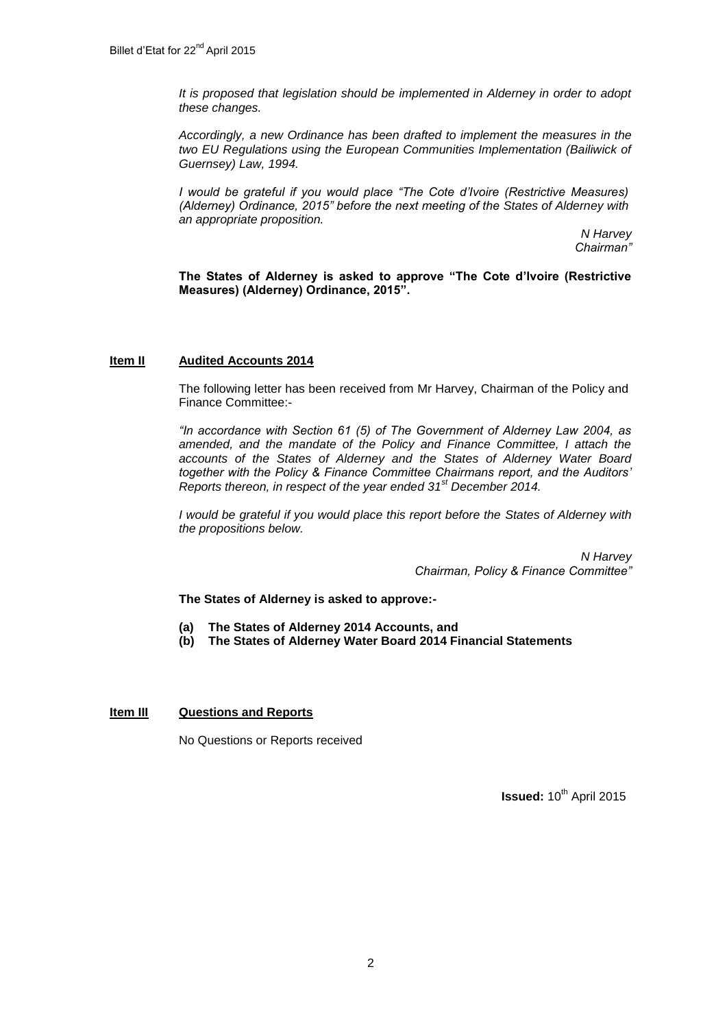*It is proposed that legislation should be implemented in Alderney in order to adopt these changes.*

*Accordingly, a new Ordinance has been drafted to implement the measures in the two EU Regulations using the European Communities Implementation (Bailiwick of Guernsey) Law, 1994.*

*I would be grateful if you would place "The Cote d'Ivoire (Restrictive Measures) (Alderney) Ordinance, 2015" before the next meeting of the States of Alderney with an appropriate proposition.*

*N Harvey*
*Chairman"*

**The States of Alderney is asked to approve "The Cote d'Ivoire (Restrictive Measures) (Alderney) Ordinance, 2015".**

## Item II Audited Accounts 2014

The following letter has been received from Mr Harvey, Chairman of the Policy and Finance Committee:-

*"In accordance with Section 61 (5) of The Government of Alderney Law 2004, as amended, and the mandate of the Policy and Finance Committee, I attach the accounts of the States of Alderney and the States of Alderney Water Board together with the Policy & Finance Committee Chairmans report, and the Auditors' Reports thereon, in respect of the year ended 31st December 2014.*

*I would be grateful if you would place this report before the States of Alderney with the propositions below.*

*N Harvey*
*Chairman, Policy & Finance Committee"*

**The States of Alderney is asked to approve:-**

**(a) The States of Alderney 2014 Accounts, and**
**(b) The States of Alderney Water Board 2014 Financial Statements**

## Item III Questions and Reports

No Questions or Reports received

**Issued:** 10th April 2015